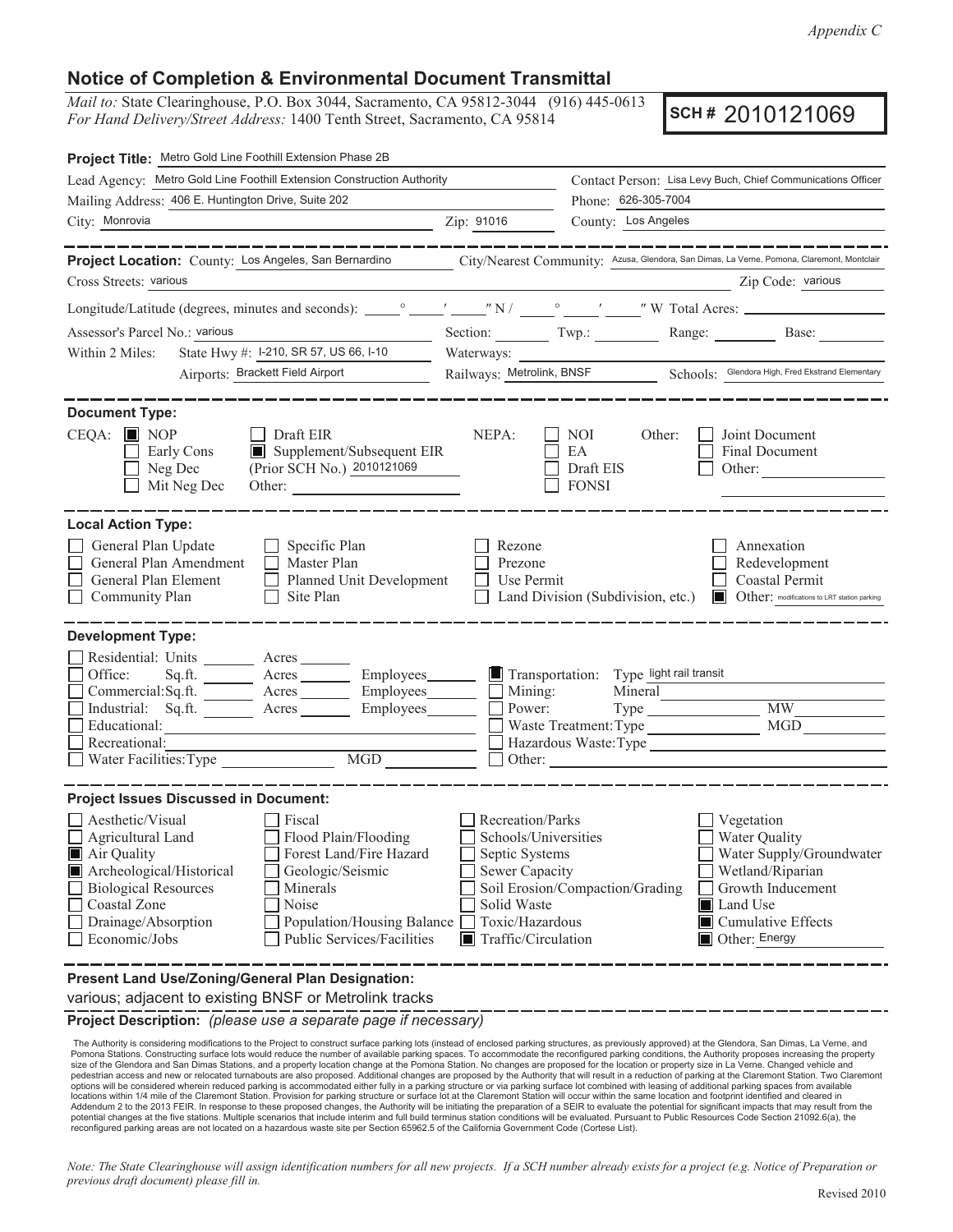*Appendix C*

# Notice of Completion & Environmental Document Transmittal

*Mail to:* State Clearinghouse, P.O. Box 3044, Sacramento, CA 95812-3044 (916) 445-0613
*For Hand Delivery/Street Address:* 1400 Tenth Street, Sacramento, CA 95814

**SCH #** 2010121069

**Project Title:** Metro Gold Line Foothill Extension Phase 2B

Lead Agency: Metro Gold Line Foothill Extension Construction Authority
Contact Person: Lisa Levy Buch, Chief Communications Officer
Mailing Address: 406 E. Huntington Drive, Suite 202
Phone: 626-305-7004
City: Monrovia  Zip: 91016  County: Los Angeles

---

**Project Location:** County: Los Angeles, San Bernardino  City/Nearest Community: Azusa, Glendora, San Dimas, La Verne, Pomona, Claremont, Montclair
Cross Streets: various  Zip Code: various
Longitude/Latitude (degrees, minutes and seconds): ____° ____′ ____″ N / ____° ____′ ____″ W Total Acres: ____
Assessor's Parcel No.: various  Section: ____ Twp.: ____ Range: ____ Base: ____
Within 2 Miles: State Hwy #: I-210, SR 57, US 66, I-10  Waterways: ____
Airports: Brackett Field Airport  Railways: Metrolink, BNSF  Schools: Glendora High, Fred Ekstrand Elementary

---

**Document Type:**

CEQA:
- [x] NOP
- [ ] Early Cons
- [ ] Neg Dec
- [ ] Mit Neg Dec
- [ ] Draft EIR
- [x] Supplement/Subsequent EIR (Prior SCH No.) 2010121069
- Other: ____

NEPA:
- [ ] NOI
- [ ] EA
- [ ] Draft EIS
- [ ] FONSI

Other:
- [ ] Joint Document
- [ ] Final Document
- [ ] Other: ____

---

**Local Action Type:**

- [ ] General Plan Update
- [ ] General Plan Amendment
- [ ] General Plan Element
- [ ] Community Plan
- [ ] Specific Plan
- [ ] Master Plan
- [ ] Planned Unit Development
- [ ] Site Plan
- [ ] Rezone
- [ ] Prezone
- [ ] Use Permit
- [ ] Land Division (Subdivision, etc.)
- [ ] Annexation
- [ ] Redevelopment
- [ ] Coastal Permit
- [x] Other: modifications to LRT station parking

---

**Development Type:**

- [ ] Residential: Units ____ Acres ____
- [ ] Office: Sq.ft. ____ Acres ____ Employees ____
- [ ] Commercial: Sq.ft. ____ Acres ____ Employees ____
- [ ] Industrial: Sq.ft. ____ Acres ____ Employees ____
- [ ] Educational: ____
- [ ] Recreational: ____
- [ ] Water Facilities: Type ____ MGD ____
- [x] Transportation: Type light rail transit
- [ ] Mining: Mineral ____
- [ ] Power: Type ____ MW ____
- [ ] Waste Treatment: Type ____ MGD ____
- [ ] Hazardous Waste: Type ____
- [ ] Other: ____

---

**Project Issues Discussed in Document:**

- [ ] Aesthetic/Visual
- [ ] Agricultural Land
- [x] Air Quality
- [x] Archeological/Historical
- [ ] Biological Resources
- [ ] Coastal Zone
- [ ] Drainage/Absorption
- [ ] Economic/Jobs
- [ ] Fiscal
- [ ] Flood Plain/Flooding
- [ ] Forest Land/Fire Hazard
- [ ] Geologic/Seismic
- [ ] Minerals
- [ ] Noise
- [ ] Population/Housing Balance
- [ ] Public Services/Facilities
- [ ] Recreation/Parks
- [ ] Schools/Universities
- [ ] Septic Systems
- [ ] Sewer Capacity
- [ ] Soil Erosion/Compaction/Grading
- [ ] Solid Waste
- [ ] Toxic/Hazardous
- [x] Traffic/Circulation
- [ ] Vegetation
- [ ] Water Quality
- [ ] Water Supply/Groundwater
- [ ] Wetland/Riparian
- [ ] Growth Inducement
- [x] Land Use
- [x] Cumulative Effects
- [x] Other: Energy

---

**Present Land Use/Zoning/General Plan Designation:**

various; adjacent to existing BNSF or Metrolink tracks

**Project Description:** *(please use a separate page if necessary)*

The Authority is considering modifications to the Project to construct surface parking lots (instead of enclosed parking structures, as previously approved) at the Glendora, San Dimas, La Verne, and Pomona Stations. Constructing surface lots would reduce the number of available parking spaces. To accommodate the reconfigured parking conditions, the Authority proposes increasing the property size of the Glendora and San Dimas Stations, and a property location change at the Pomona Station. No changes are proposed for the location or property size in La Verne. Changed vehicle and pedestrian access and new or relocated turnabouts are also proposed. Additional changes are proposed by the Authority that will result in a reduction of parking at the Claremont Station. Two Claremont options will be considered wherein reduced parking is accommodated either fully in a parking structure or via parking surface lot combined with leasing of additional parking spaces from available locations within 1/4 mile of the Claremont Station. Provision for parking structure or surface lot at the Claremont Station will occur within the same location and footprint identified and cleared in Addendum 2 to the 2013 FEIR. In response to these proposed changes, the Authority will be initiating the preparation of a SEIR to evaluate the potential for significant impacts that may result from the potential changes at the five stations. Multiple scenarios that include interim and full build terminus station conditions will be evaluated. Pursuant to Public Resources Code Section 21092.6(a), the reconfigured parking areas are not located on a hazardous waste site per Section 65962.5 of the California Government Code (Cortese List).

*Note: The State Clearinghouse will assign identification numbers for all new projects. If a SCH number already exists for a project (e.g. Notice of Preparation or previous draft document) please fill in.*

Revised 2010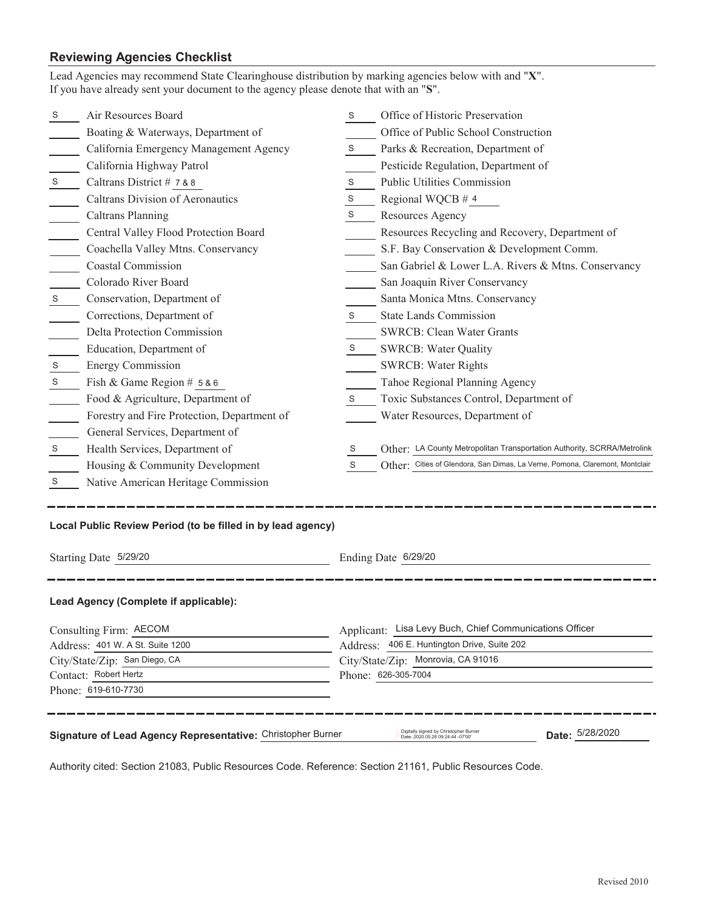## Reviewing Agencies Checklist

Lead Agencies may recommend State Clearinghouse distribution by marking agencies below with and "**X**".
If you have already sent your document to the agency please denote that with an "**S**".

| | | | |
|---|---|---|---|
| S | Air Resources Board | S | Office of Historic Preservation |
| | Boating & Waterways, Department of | | Office of Public School Construction |
| | California Emergency Management Agency | S | Parks & Recreation, Department of |
| | California Highway Patrol | | Pesticide Regulation, Department of |
| S | Caltrans District # 7 & 8 | S | Public Utilities Commission |
| | Caltrans Division of Aeronautics | S | Regional WQCB # 4 |
| | Caltrans Planning | S | Resources Agency |
| | Central Valley Flood Protection Board | | Resources Recycling and Recovery, Department of |
| | Coachella Valley Mtns. Conservancy | | S.F. Bay Conservation & Development Comm. |
| | Coastal Commission | | San Gabriel & Lower L.A. Rivers & Mtns. Conservancy |
| | Colorado River Board | | San Joaquin River Conservancy |
| S | Conservation, Department of | | Santa Monica Mtns. Conservancy |
| | Corrections, Department of | S | State Lands Commission |
| | Delta Protection Commission | | SWRCB: Clean Water Grants |
| | Education, Department of | S | SWRCB: Water Quality |
| S | Energy Commission | | SWRCB: Water Rights |
| S | Fish & Game Region # 5 & 6 | | Tahoe Regional Planning Agency |
| | Food & Agriculture, Department of | S | Toxic Substances Control, Department of |
| | Forestry and Fire Protection, Department of | | Water Resources, Department of |
| | General Services, Department of | | |
| S | Health Services, Department of | S | Other: LA County Metropolitan Transportation Authority, SCRRA/Metrolink |
| | Housing & Community Development | S | Other: Cities of Glendora, San Dimas, La Verne, Pomona, Claremont, Montclair |
| S | Native American Heritage Commission | | |

**Local Public Review Period (to be filled in by lead agency)**

Starting Date 5/29/20 Ending Date 6/29/20

**Lead Agency (Complete if applicable):**

Consulting Firm: AECOM
Address: 401 W. A St. Suite 1200
City/State/Zip: San Diego, CA
Contact: Robert Hertz
Phone: 619-610-7730

Applicant: Lisa Levy Buch, Chief Communications Officer
Address: 406 E. Huntington Drive, Suite 202
City/State/Zip: Monrovia, CA 91016
Phone: 626-305-7004

**Signature of Lead Agency Representative:** Christopher Burner Digitally signed by Christopher Burner Date: 2020.05.28 09:24:44 -07'00' **Date:** 5/28/2020

Authority cited: Section 21083, Public Resources Code. Reference: Section 21161, Public Resources Code.

Revised 2010